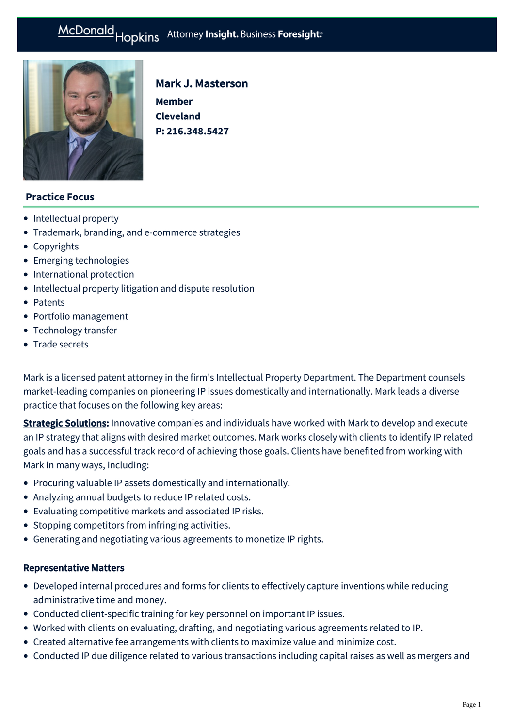# Mark J. Masterson

**Member**
**Cleveland**
**P: 216.348.5427**

## Practice Focus

- Intellectual property
- Trademark, branding, and e-commerce strategies
- Copyrights
- Emerging technologies
- International protection
- Intellectual property litigation and dispute resolution
- Patents
- Portfolio management
- Technology transfer
- Trade secrets

Mark is a licensed patent attorney in the firm's Intellectual Property Department. The Department counsels market-leading companies on pioneering IP issues domestically and internationally. Mark leads a diverse practice that focuses on the following key areas:

**Strategic Solutions:** Innovative companies and individuals have worked with Mark to develop and execute an IP strategy that aligns with desired market outcomes. Mark works closely with clients to identify IP related goals and has a successful track record of achieving those goals. Clients have benefited from working with Mark in many ways, including:

- Procuring valuable IP assets domestically and internationally.
- Analyzing annual budgets to reduce IP related costs.
- Evaluating competitive markets and associated IP risks.
- Stopping competitors from infringing activities.
- Generating and negotiating various agreements to monetize IP rights.

### Representative Matters

- Developed internal procedures and forms for clients to effectively capture inventions while reducing administrative time and money.
- Conducted client-specific training for key personnel on important IP issues.
- Worked with clients on evaluating, drafting, and negotiating various agreements related to IP.
- Created alternative fee arrangements with clients to maximize value and minimize cost.
- Conducted IP due diligence related to various transactions including capital raises as well as mergers and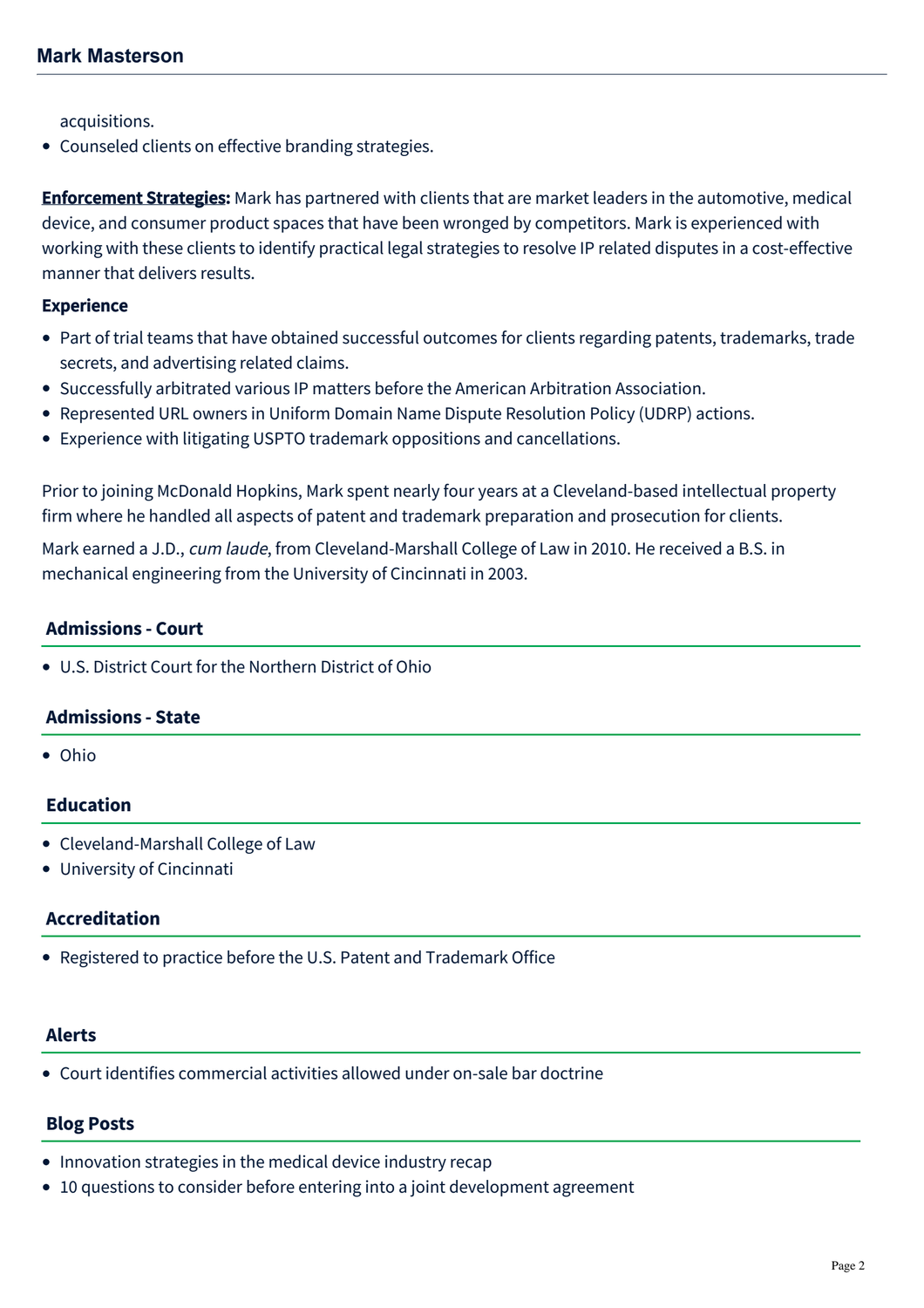acquisitions.

- Counseled clients on effective branding strategies.

**Enforcement Strategies:** Mark has partnered with clients that are market leaders in the automotive, medical device, and consumer product spaces that have been wronged by competitors. Mark is experienced with working with these clients to identify practical legal strategies to resolve IP related disputes in a cost-effective manner that delivers results.

**Experience**

- Part of trial teams that have obtained successful outcomes for clients regarding patents, trademarks, trade secrets, and advertising related claims.
- Successfully arbitrated various IP matters before the American Arbitration Association.
- Represented URL owners in Uniform Domain Name Dispute Resolution Policy (UDRP) actions.
- Experience with litigating USPTO trademark oppositions and cancellations.

Prior to joining McDonald Hopkins, Mark spent nearly four years at a Cleveland-based intellectual property firm where he handled all aspects of patent and trademark preparation and prosecution for clients.

Mark earned a J.D., *cum laude*, from Cleveland-Marshall College of Law in 2010. He received a B.S. in mechanical engineering from the University of Cincinnati in 2003.

## Admissions - Court

- U.S. District Court for the Northern District of Ohio

## Admissions - State

- Ohio

## Education

- Cleveland-Marshall College of Law
- University of Cincinnati

## Accreditation

- Registered to practice before the U.S. Patent and Trademark Office

## Alerts

- Court identifies commercial activities allowed under on-sale bar doctrine

## Blog Posts

- Innovation strategies in the medical device industry recap
- 10 questions to consider before entering into a joint development agreement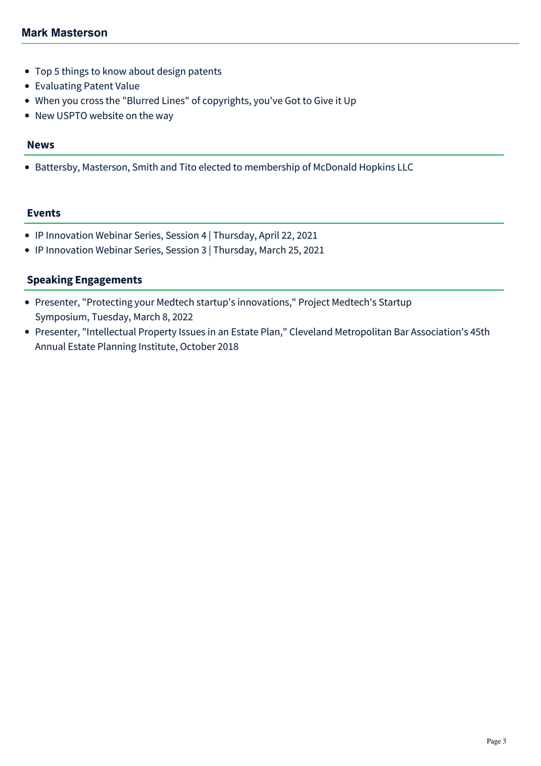- Top 5 things to know about design patents
- Evaluating Patent Value
- When you cross the "Blurred Lines" of copyrights, you've Got to Give it Up
- New USPTO website on the way

## News

- Battersby, Masterson, Smith and Tito elected to membership of McDonald Hopkins LLC

## Events

- IP Innovation Webinar Series, Session 4 | Thursday, April 22, 2021
- IP Innovation Webinar Series, Session 3 | Thursday, March 25, 2021

## Speaking Engagements

- Presenter, "Protecting your Medtech startup's innovations," Project Medtech's Startup Symposium, Tuesday, March 8, 2022
- Presenter, "Intellectual Property Issues in an Estate Plan," Cleveland Metropolitan Bar Association's 45th Annual Estate Planning Institute, October 2018